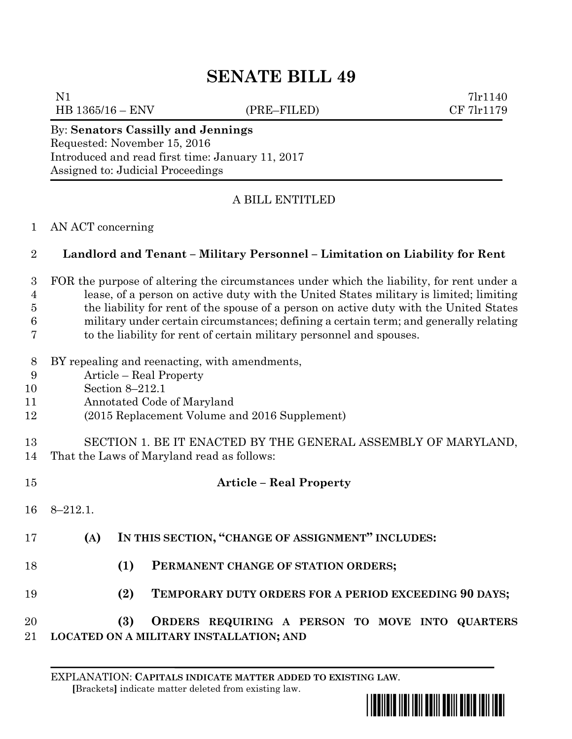# SENATE BILL 49

N1 7lr1140
HB 1365/16 – ENV (PRE–FILED) CF 7lr1179

By: **Senators Cassilly and Jennings**
Requested: November 15, 2016
Introduced and read first time: January 11, 2017
Assigned to: Judicial Proceedings

A BILL ENTITLED

AN ACT concerning

**Landlord and Tenant – Military Personnel – Limitation on Liability for Rent**

FOR the purpose of altering the circumstances under which the liability, for rent under a lease, of a person on active duty with the United States military is limited; limiting the liability for rent of the spouse of a person on active duty with the United States military under certain circumstances; defining a certain term; and generally relating to the liability for rent of certain military personnel and spouses.

BY repealing and reenacting, with amendments,
Article – Real Property
Section 8–212.1
Annotated Code of Maryland
(2015 Replacement Volume and 2016 Supplement)

SECTION 1. BE IT ENACTED BY THE GENERAL ASSEMBLY OF MARYLAND, That the Laws of Maryland read as follows:

**Article – Real Property**

8–212.1.

**(A) IN THIS SECTION, "CHANGE OF ASSIGNMENT" INCLUDES:**

**(1) PERMANENT CHANGE OF STATION ORDERS;**

**(2) TEMPORARY DUTY ORDERS FOR A PERIOD EXCEEDING 90 DAYS;**

**(3) ORDERS REQUIRING A PERSON TO MOVE INTO QUARTERS LOCATED ON A MILITARY INSTALLATION; AND**

EXPLANATION: **CAPITALS INDICATE MATTER ADDED TO EXISTING LAW.**
[Brackets] indicate matter deleted from existing law.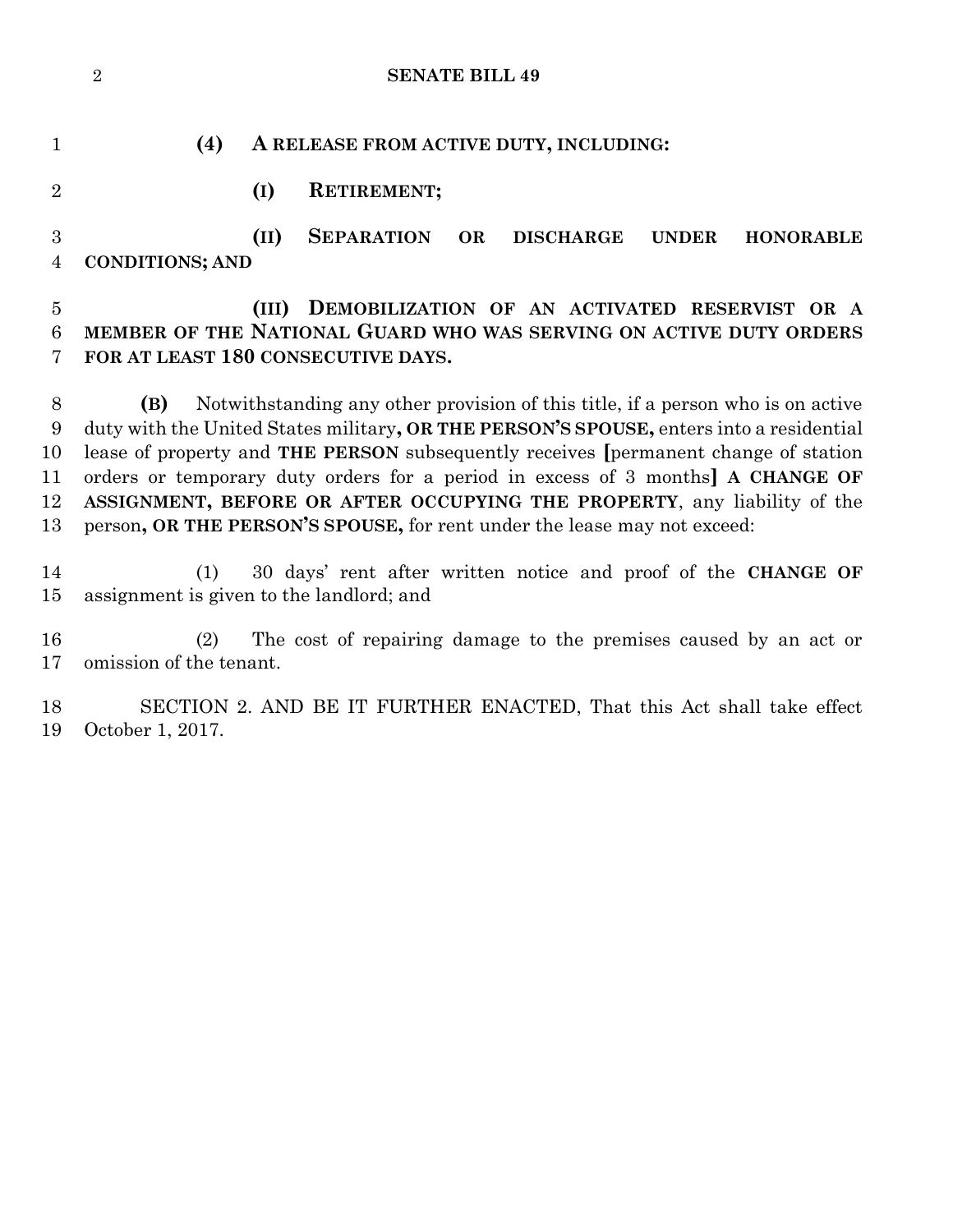**(4) A RELEASE FROM ACTIVE DUTY, INCLUDING:**

**(I) RETIREMENT;**

**(II) SEPARATION OR DISCHARGE UNDER HONORABLE CONDITIONS; AND**

**(III) DEMOBILIZATION OF AN ACTIVATED RESERVIST OR A MEMBER OF THE NATIONAL GUARD WHO WAS SERVING ON ACTIVE DUTY ORDERS FOR AT LEAST 180 CONSECUTIVE DAYS.**

**(B)** Notwithstanding any other provision of this title, if a person who is on active duty with the United States military**, OR THE PERSON'S SPOUSE,** enters into a residential lease of property and **THE PERSON** subsequently receives **[**permanent change of station orders or temporary duty orders for a period in excess of 3 months**]** **A CHANGE OF ASSIGNMENT, BEFORE OR AFTER OCCUPYING THE PROPERTY**, any liability of the person**, OR THE PERSON'S SPOUSE,** for rent under the lease may not exceed:

(1) 30 days' rent after written notice and proof of the **CHANGE OF** assignment is given to the landlord; and

(2) The cost of repairing damage to the premises caused by an act or omission of the tenant.

SECTION 2. AND BE IT FURTHER ENACTED, That this Act shall take effect October 1, 2017.